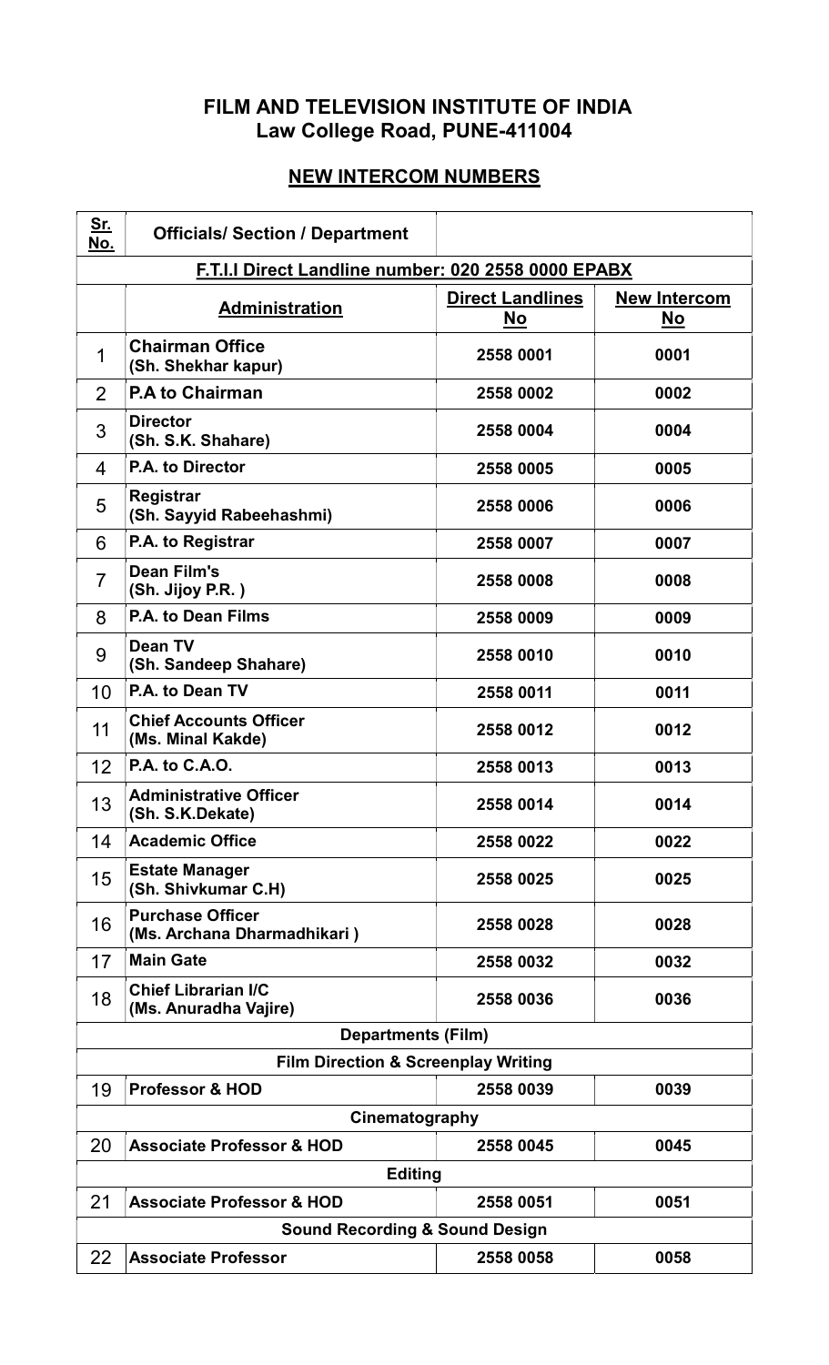# FILM AND TELEVISION INSTITUTE OF INDIA
## Law College Road, PUNE-411004

## NEW INTERCOM NUMBERS

| Sr. No. | Officials/ Section / Department | | |
|---|---|---|---|
| **F.T.I.I Direct Landline number: 020 2558 0000 EPABX** | | | |
| | **Administration** | **Direct Landlines No** | **New Intercom No** |
| 1 | **Chairman Office (Sh. Shekhar kapur)** | 2558 0001 | 0001 |
| 2 | **P.A to Chairman** | 2558 0002 | 0002 |
| 3 | **Director (Sh. S.K. Shahare)** | 2558 0004 | 0004 |
| 4 | **P.A. to Director** | 2558 0005 | 0005 |
| 5 | **Registrar (Sh. Sayyid Rabeehashmi)** | 2558 0006 | 0006 |
| 6 | **P.A. to Registrar** | 2558 0007 | 0007 |
| 7 | **Dean Film's (Sh. Jijoy P.R. )** | 2558 0008 | 0008 |
| 8 | **P.A. to Dean Films** | 2558 0009 | 0009 |
| 9 | **Dean TV (Sh. Sandeep Shahare)** | 2558 0010 | 0010 |
| 10 | **P.A. to Dean TV** | 2558 0011 | 0011 |
| 11 | **Chief Accounts Officer (Ms. Minal Kakde)** | 2558 0012 | 0012 |
| 12 | **P.A. to C.A.O.** | 2558 0013 | 0013 |
| 13 | **Administrative Officer (Sh. S.K.Dekate)** | 2558 0014 | 0014 |
| 14 | **Academic Office** | 2558 0022 | 0022 |
| 15 | **Estate Manager (Sh. Shivkumar C.H)** | 2558 0025 | 0025 |
| 16 | **Purchase Officer (Ms. Archana Dharmadhikari )** | 2558 0028 | 0028 |
| 17 | **Main Gate** | 2558 0032 | 0032 |
| 18 | **Chief Librarian I/C (Ms. Anuradha Vajire)** | 2558 0036 | 0036 |
| **Departments (Film)** | | | |
| **Film Direction & Screenplay Writing** | | | |
| 19 | **Professor & HOD** | 2558 0039 | 0039 |
| **Cinematography** | | | |
| 20 | **Associate Professor & HOD** | 2558 0045 | 0045 |
| **Editing** | | | |
| 21 | **Associate Professor & HOD** | 2558 0051 | 0051 |
| **Sound Recording & Sound Design** | | | |
| 22 | **Associate Professor** | 2558 0058 | 0058 |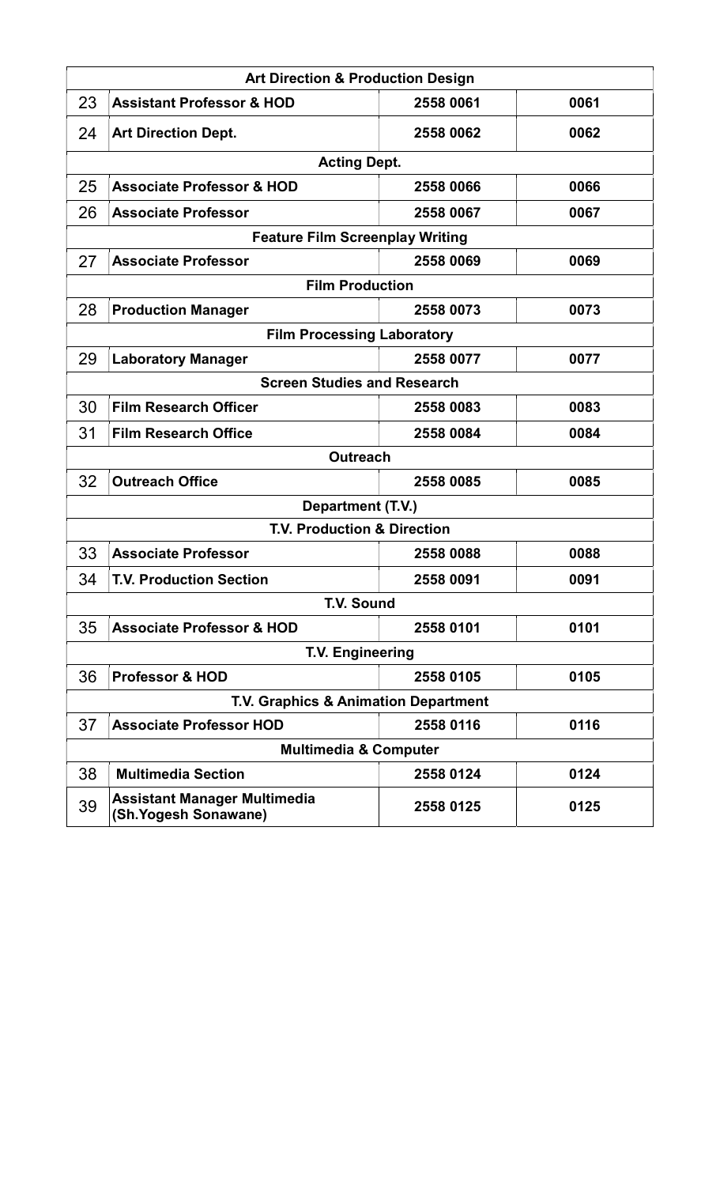| | | | |
|---|---|---|---|
| **Art Direction & Production Design** | | | |
| 23 | **Assistant Professor & HOD** | **2558 0061** | **0061** |
| 24 | **Art Direction Dept.** | **2558 0062** | **0062** |
| **Acting Dept.** | | | |
| 25 | **Associate Professor & HOD** | **2558 0066** | **0066** |
| 26 | **Associate Professor** | **2558 0067** | **0067** |
| **Feature Film Screenplay Writing** | | | |
| 27 | **Associate Professor** | **2558 0069** | **0069** |
| **Film Production** | | | |
| 28 | **Production Manager** | **2558 0073** | **0073** |
| **Film Processing Laboratory** | | | |
| 29 | **Laboratory Manager** | **2558 0077** | **0077** |
| **Screen Studies and Research** | | | |
| 30 | **Film Research Officer** | **2558 0083** | **0083** |
| 31 | **Film Research Office** | **2558 0084** | **0084** |
| **Outreach** | | | |
| 32 | **Outreach Office** | **2558 0085** | **0085** |
| **Department (T.V.)** | | | |
| **T.V. Production & Direction** | | | |
| 33 | **Associate Professor** | **2558 0088** | **0088** |
| 34 | **T.V. Production Section** | **2558 0091** | **0091** |
| **T.V. Sound** | | | |
| 35 | **Associate Professor & HOD** | **2558 0101** | **0101** |
| **T.V. Engineering** | | | |
| 36 | **Professor & HOD** | **2558 0105** | **0105** |
| **T.V. Graphics & Animation Department** | | | |
| 37 | **Associate Professor HOD** | **2558 0116** | **0116** |
| **Multimedia & Computer** | | | |
| 38 | **Multimedia Section** | **2558 0124** | **0124** |
| 39 | **Assistant Manager Multimedia (Sh.Yogesh Sonawane)** | **2558 0125** | **0125** |